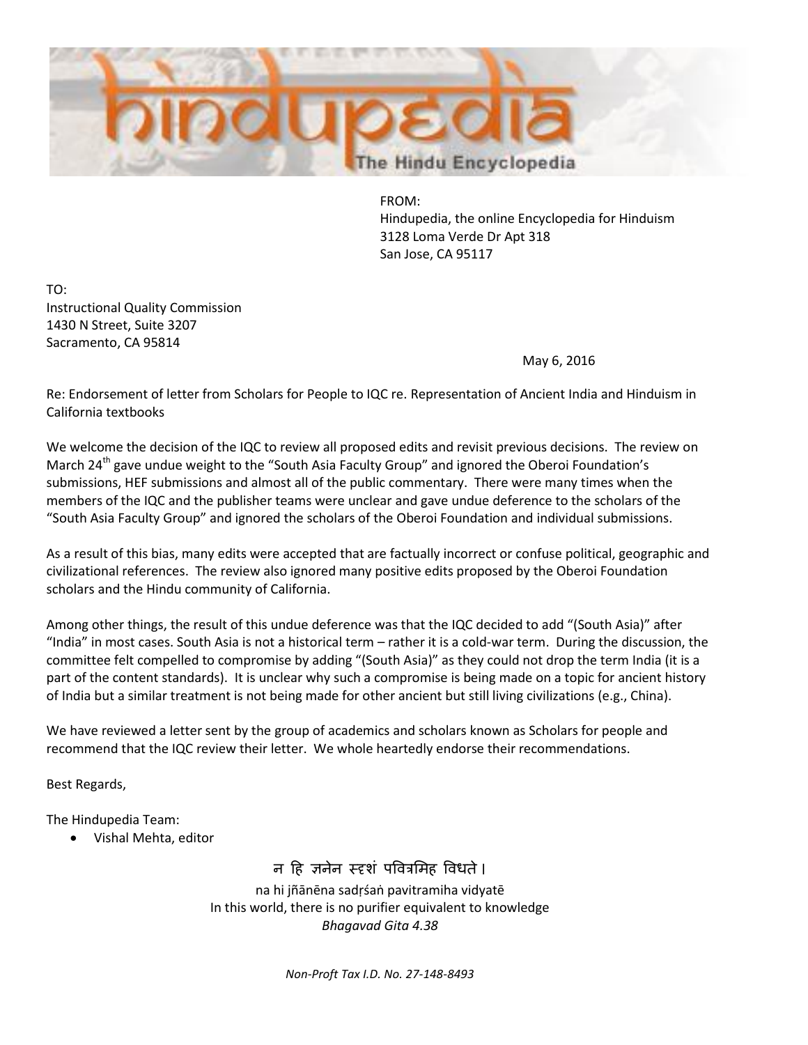hindupedia

The Hindu Encyclopedia

FROM:
Hindupedia, the online Encyclopedia for Hinduism
3128 Loma Verde Dr Apt 318
San Jose, CA 95117

TO:
Instructional Quality Commission
1430 N Street, Suite 3207
Sacramento, CA 95814

May 6, 2016

Re: Endorsement of letter from Scholars for People to IQC re. Representation of Ancient India and Hinduism in California textbooks

We welcome the decision of the IQC to review all proposed edits and revisit previous decisions. The review on March 24th gave undue weight to the "South Asia Faculty Group" and ignored the Oberoi Foundation's submissions, HEF submissions and almost all of the public commentary. There were many times when the members of the IQC and the publisher teams were unclear and gave undue deference to the scholars of the "South Asia Faculty Group" and ignored the scholars of the Oberoi Foundation and individual submissions.

As a result of this bias, many edits were accepted that are factually incorrect or confuse political, geographic and civilizational references. The review also ignored many positive edits proposed by the Oberoi Foundation scholars and the Hindu community of California.

Among other things, the result of this undue deference was that the IQC decided to add "(South Asia)" after "India" in most cases. South Asia is not a historical term – rather it is a cold-war term. During the discussion, the committee felt compelled to compromise by adding "(South Asia)" as they could not drop the term India (it is a part of the content standards). It is unclear why such a compromise is being made on a topic for ancient history of India but a similar treatment is not being made for other ancient but still living civilizations (e.g., China).

We have reviewed a letter sent by the group of academics and scholars known as Scholars for people and recommend that the IQC review their letter. We whole heartedly endorse their recommendations.

Best Regards,

The Hindupedia Team:

- Vishal Mehta, editor

न हि ज्ञानेन सदृशं पवित्रमिह विधते ।
na hi jñānēna sadṛśaṅ pavitramiha vidyatē
In this world, there is no purifier equivalent to knowledge
*Bhagavad Gita 4.38*

*Non-Proft Tax I.D. No. 27-148-8493*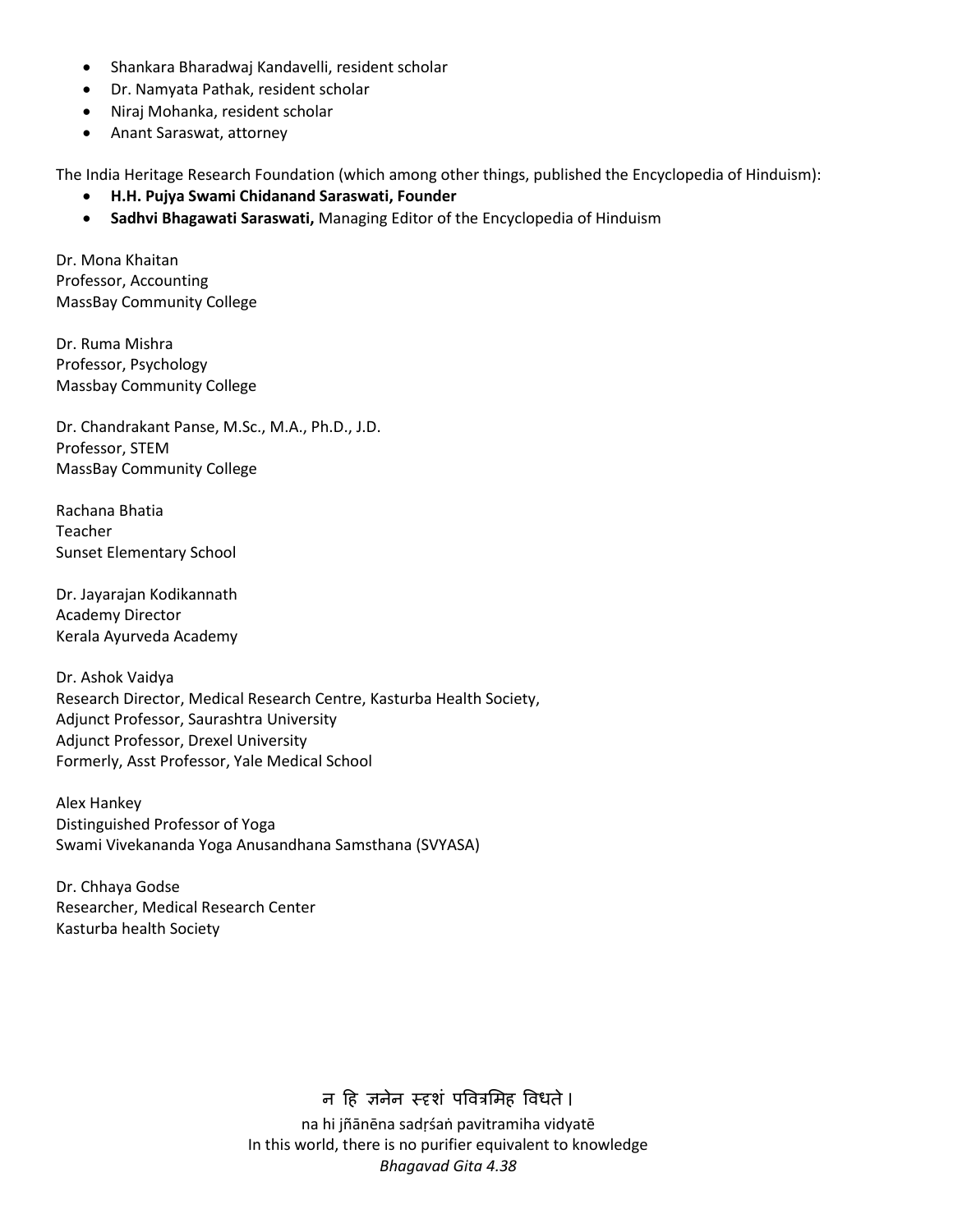- Shankara Bharadwaj Kandavelli, resident scholar
- Dr. Namyata Pathak, resident scholar
- Niraj Mohanka, resident scholar
- Anant Saraswat, attorney

The India Heritage Research Foundation (which among other things, published the Encyclopedia of Hinduism):

- **H.H. Pujya Swami Chidanand Saraswati, Founder**
- **Sadhvi Bhagawati Saraswati,** Managing Editor of the Encyclopedia of Hinduism

Dr. Mona Khaitan
Professor, Accounting
MassBay Community College

Dr. Ruma Mishra
Professor, Psychology
Massbay Community College

Dr. Chandrakant Panse, M.Sc., M.A., Ph.D., J.D.
Professor, STEM
MassBay Community College

Rachana Bhatia
Teacher
Sunset Elementary School

Dr. Jayarajan Kodikannath
Academy Director
Kerala Ayurveda Academy

Dr. Ashok Vaidya
Research Director, Medical Research Centre, Kasturba Health Society,
Adjunct Professor, Saurashtra University
Adjunct Professor, Drexel University
Formerly, Asst Professor, Yale Medical School

Alex Hankey
Distinguished Professor of Yoga
Swami Vivekananda Yoga Anusandhana Samsthana (SVYASA)

Dr. Chhaya Godse
Researcher, Medical Research Center
Kasturba health Society

न हि ज्ञनेन स्दृशं पवित्रमिह विधते ।

na hi jñānēna sadṛśaṅ pavitramiha vidyatē

In this world, there is no purifier equivalent to knowledge

*Bhagavad Gita 4.38*